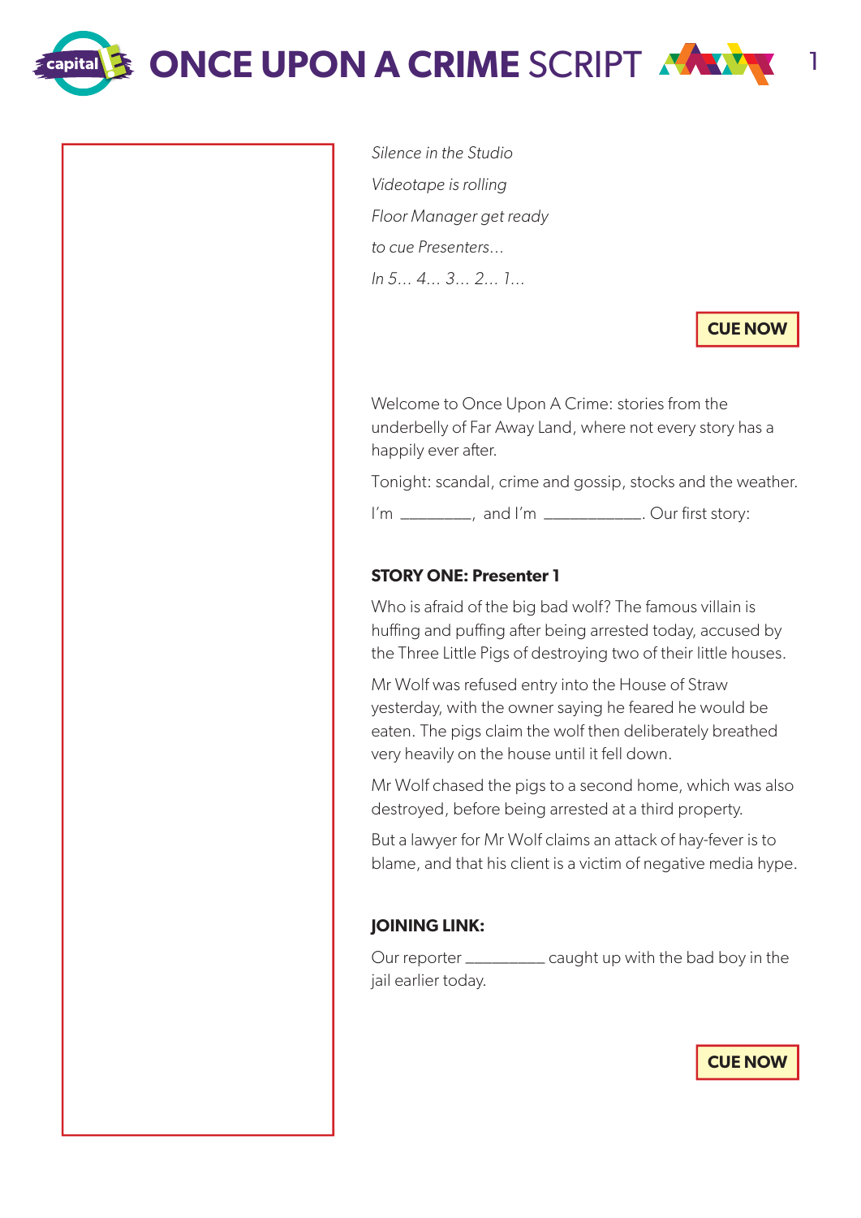*Silence in the Studio*

*Videotape is rolling*

*Floor Manager get ready*

*to cue Presenters…*

*In 5… 4… 3… 2… 1…*

**CUE NOW**

Welcome to Once Upon A Crime: stories from the underbelly of Far Away Land, where not every story has a happily ever after.

Tonight: scandal, crime and gossip, stocks and the weather.

I'm ________, and I'm ___________. Our first story:

**STORY ONE: Presenter 1**

Who is afraid of the big bad wolf? The famous villain is huffing and puffing after being arrested today, accused by the Three Little Pigs of destroying two of their little houses.

Mr Wolf was refused entry into the House of Straw yesterday, with the owner saying he feared he would be eaten. The pigs claim the wolf then deliberately breathed very heavily on the house until it fell down.

Mr Wolf chased the pigs to a second home, which was also destroyed, before being arrested at a third property.

But a lawyer for Mr Wolf claims an attack of hay-fever is to blame, and that his client is a victim of negative media hype.

**JOINING LINK:**

Our reporter _________ caught up with the bad boy in the jail earlier today.

**CUE NOW**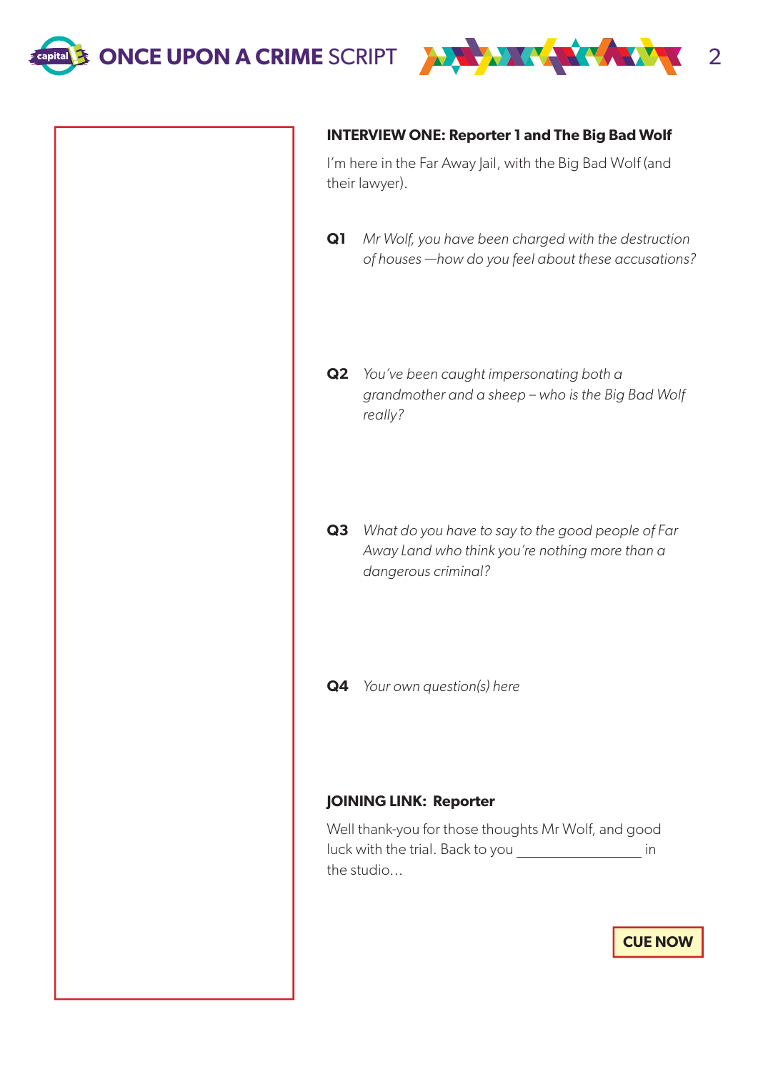**INTERVIEW ONE: Reporter 1 and The Big Bad Wolf**

I'm here in the Far Away Jail, with the Big Bad Wolf (and their lawyer).

**Q1** *Mr Wolf, you have been charged with the destruction of houses —how do you feel about these accusations?*

**Q2** *You've been caught impersonating both a grandmother and a sheep – who is the Big Bad Wolf really?*

**Q3** *What do you have to say to the good people of Far Away Land who think you're nothing more than a dangerous criminal?*

**Q4** *Your own question(s) here*

**JOINING LINK: Reporter**

Well thank-you for those thoughts Mr Wolf, and good luck with the trial. Back to you ________________ in the studio...

**CUE NOW**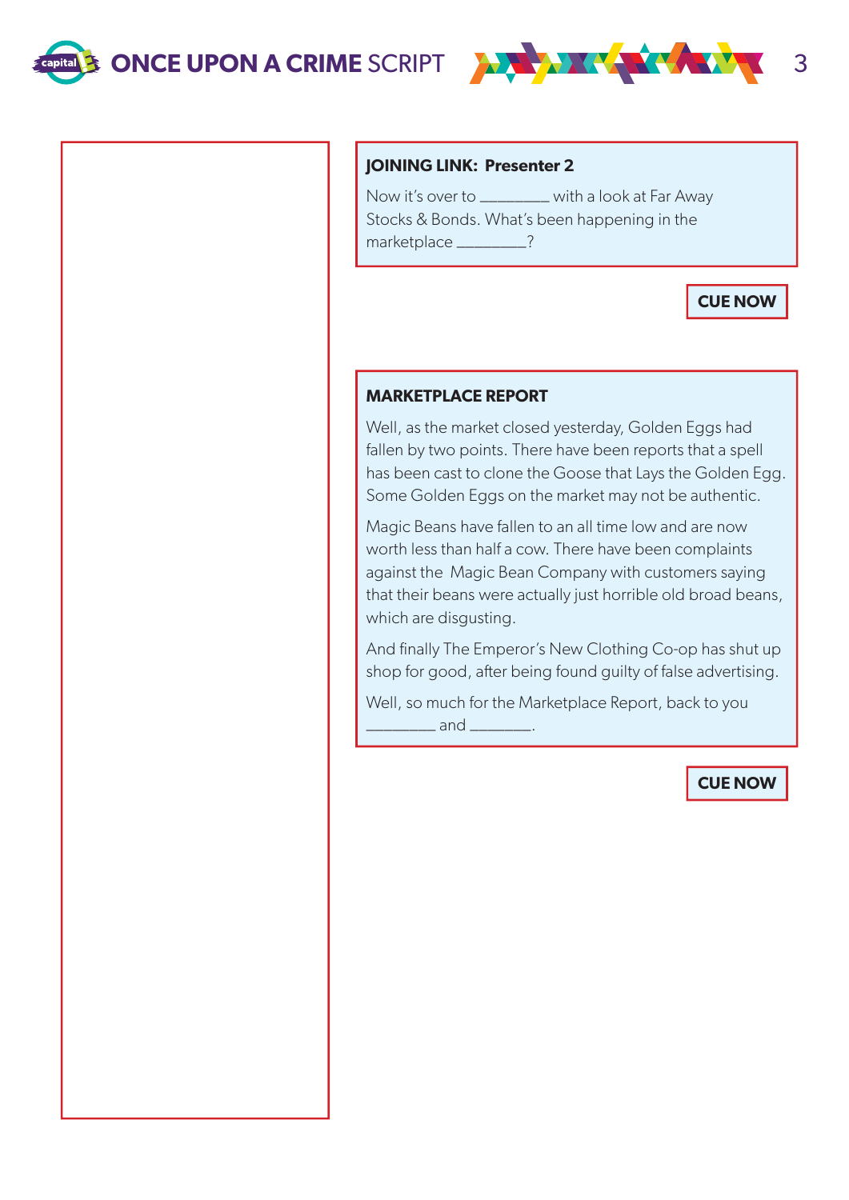**JOINING LINK: Presenter 2**

Now it's over to ________ with a look at Far Away Stocks & Bonds. What's been happening in the marketplace ________?

**CUE NOW**

**MARKETPLACE REPORT**

Well, as the market closed yesterday, Golden Eggs had fallen by two points. There have been reports that a spell has been cast to clone the Goose that Lays the Golden Egg. Some Golden Eggs on the market may not be authentic.

Magic Beans have fallen to an all time low and are now worth less than half a cow. There have been complaints against the Magic Bean Company with customers saying that their beans were actually just horrible old broad beans, which are disgusting.

And finally The Emperor's New Clothing Co-op has shut up shop for good, after being found guilty of false advertising.

Well, so much for the Marketplace Report, back to you ________ and _______.

**CUE NOW**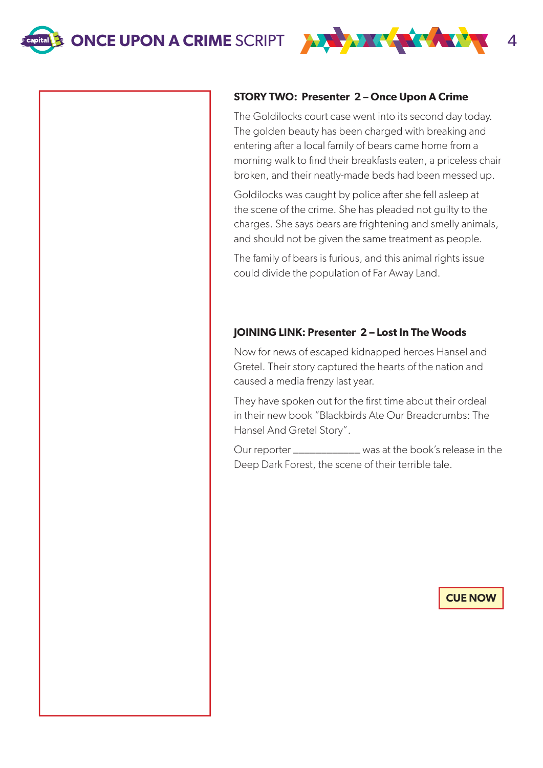**STORY TWO: Presenter 2 – Once Upon A Crime**

The Goldilocks court case went into its second day today. The golden beauty has been charged with breaking and entering after a local family of bears came home from a morning walk to find their breakfasts eaten, a priceless chair broken, and their neatly-made beds had been messed up.

Goldilocks was caught by police after she fell asleep at the scene of the crime. She has pleaded not guilty to the charges. She says bears are frightening and smelly animals, and should not be given the same treatment as people.

The family of bears is furious, and this animal rights issue could divide the population of Far Away Land.

**JOINING LINK: Presenter 2 – Lost In The Woods**

Now for news of escaped kidnapped heroes Hansel and Gretel. Their story captured the hearts of the nation and caused a media frenzy last year.

They have spoken out for the first time about their ordeal in their new book "Blackbirds Ate Our Breadcrumbs: The Hansel And Gretel Story".

Our reporter ____________ was at the book's release in the Deep Dark Forest, the scene of their terrible tale.

**CUE NOW**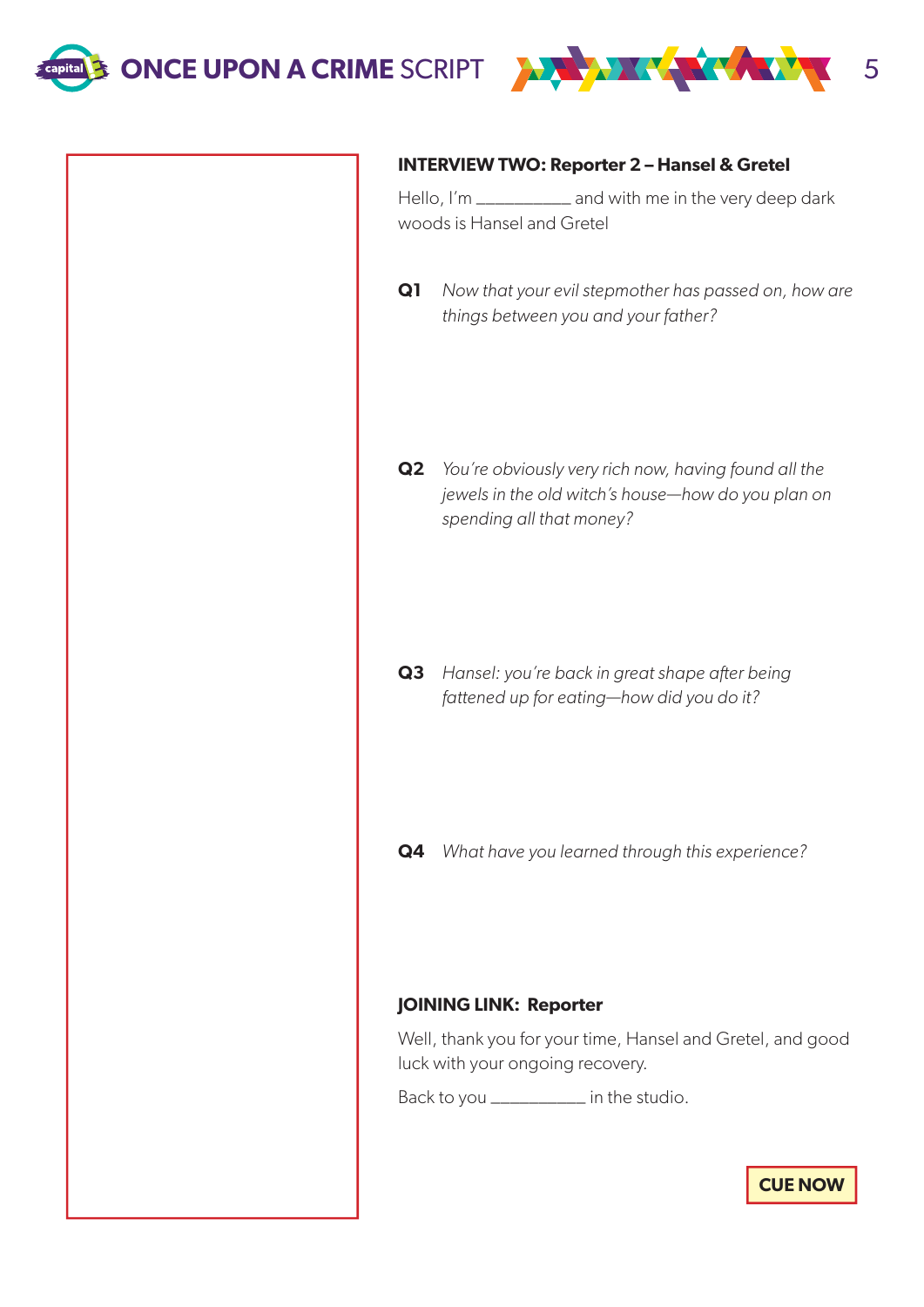**INTERVIEW TWO: Reporter 2 – Hansel & Gretel**

Hello, I'm __________ and with me in the very deep dark woods is Hansel and Gretel

**Q1** *Now that your evil stepmother has passed on, how are things between you and your father?*

**Q2** *You're obviously very rich now, having found all the jewels in the old witch's house—how do you plan on spending all that money?*

**Q3** *Hansel: you're back in great shape after being fattened up for eating—how did you do it?*

**Q4** *What have you learned through this experience?*

**JOINING LINK: Reporter**

Well, thank you for your time, Hansel and Gretel, and good luck with your ongoing recovery.

Back to you __________ in the studio.

**CUE NOW**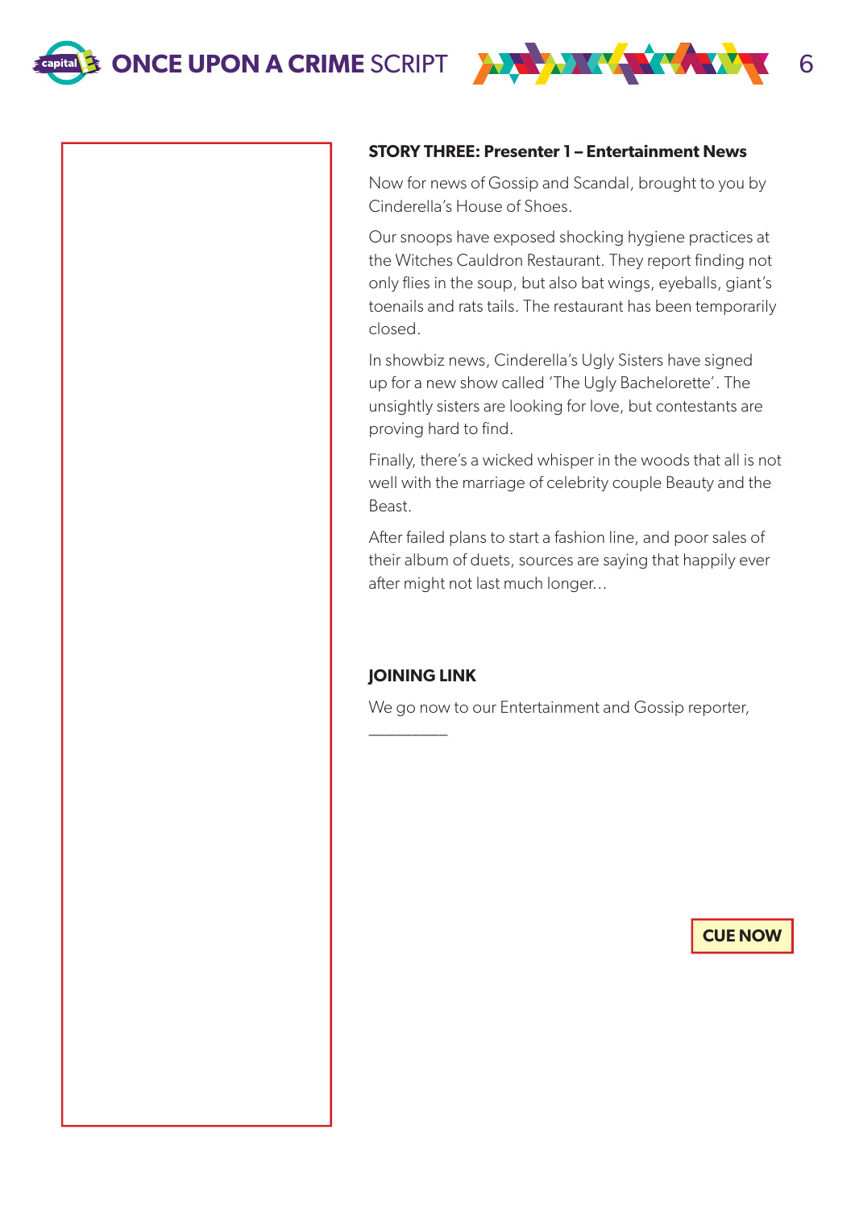**STORY THREE: Presenter 1 – Entertainment News**

Now for news of Gossip and Scandal, brought to you by Cinderella's House of Shoes.

Our snoops have exposed shocking hygiene practices at the Witches Cauldron Restaurant. They report finding not only flies in the soup, but also bat wings, eyeballs, giant's toenails and rats tails. The restaurant has been temporarily closed.

In showbiz news, Cinderella's Ugly Sisters have signed up for a new show called 'The Ugly Bachelorette'. The unsightly sisters are looking for love, but contestants are proving hard to find.

Finally, there's a wicked whisper in the woods that all is not well with the marriage of celebrity couple Beauty and the Beast.

After failed plans to start a fashion line, and poor sales of their album of duets, sources are saying that happily ever after might not last much longer...

**JOINING LINK**

We go now to our Entertainment and Gossip reporter, ________

**CUE NOW**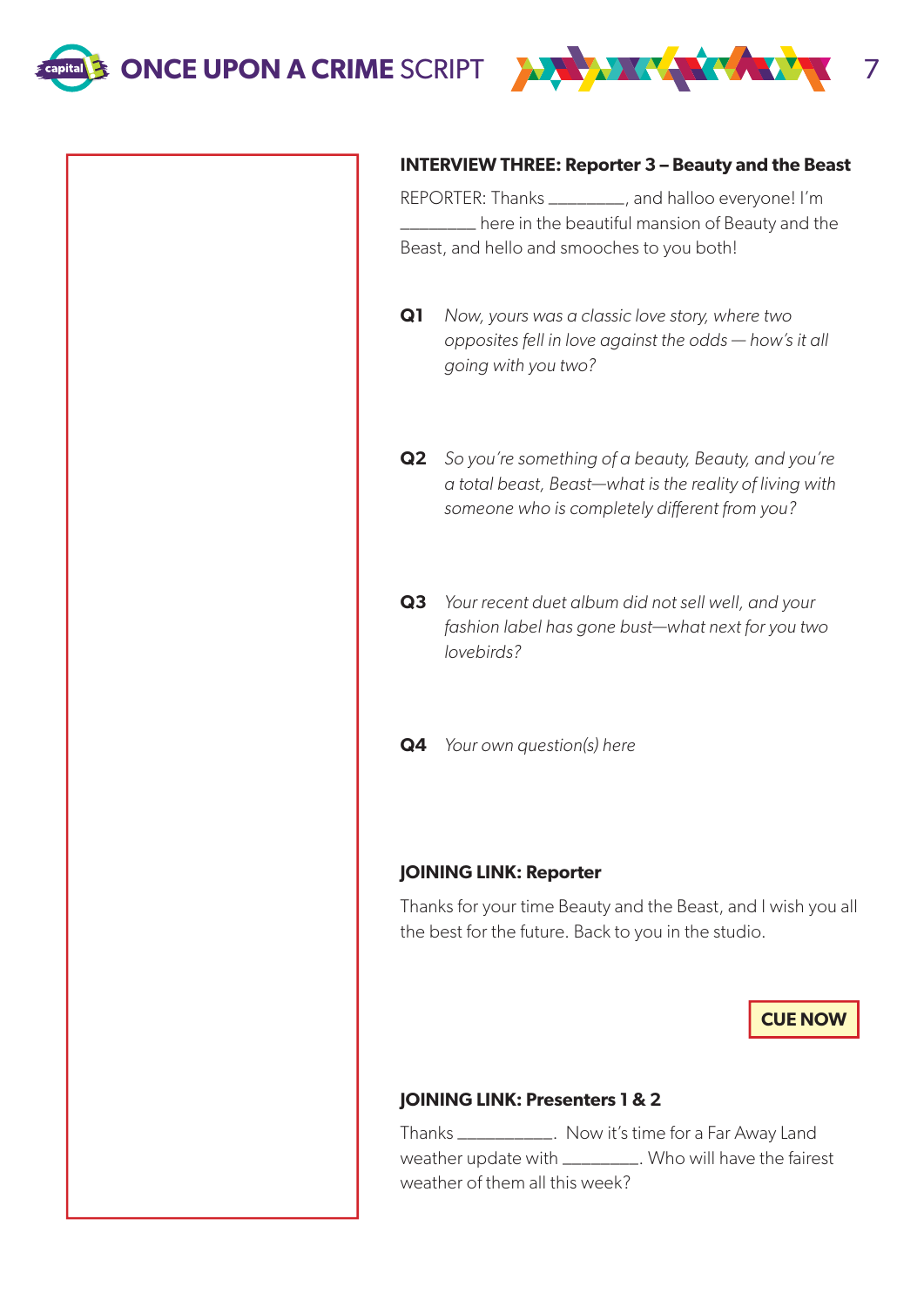### INTERVIEW THREE: Reporter 3 – Beauty and the Beast

REPORTER: Thanks _________, and halloo everyone! I'm _________ here in the beautiful mansion of Beauty and the Beast, and hello and smooches to you both!

**Q1** *Now, yours was a classic love story, where two opposites fell in love against the odds — how's it all going with you two?*

**Q2** *So you're something of a beauty, Beauty, and you're a total beast, Beast—what is the reality of living with someone who is completely different from you?*

**Q3** *Your recent duet album did not sell well, and your fashion label has gone bust—what next for you two lovebirds?*

**Q4** *Your own question(s) here*

### JOINING LINK: Reporter

Thanks for your time Beauty and the Beast, and I wish you all the best for the future. Back to you in the studio.

**CUE NOW**

### JOINING LINK: Presenters 1 & 2

Thanks ___________. Now it's time for a Far Away Land weather update with _________. Who will have the fairest weather of them all this week?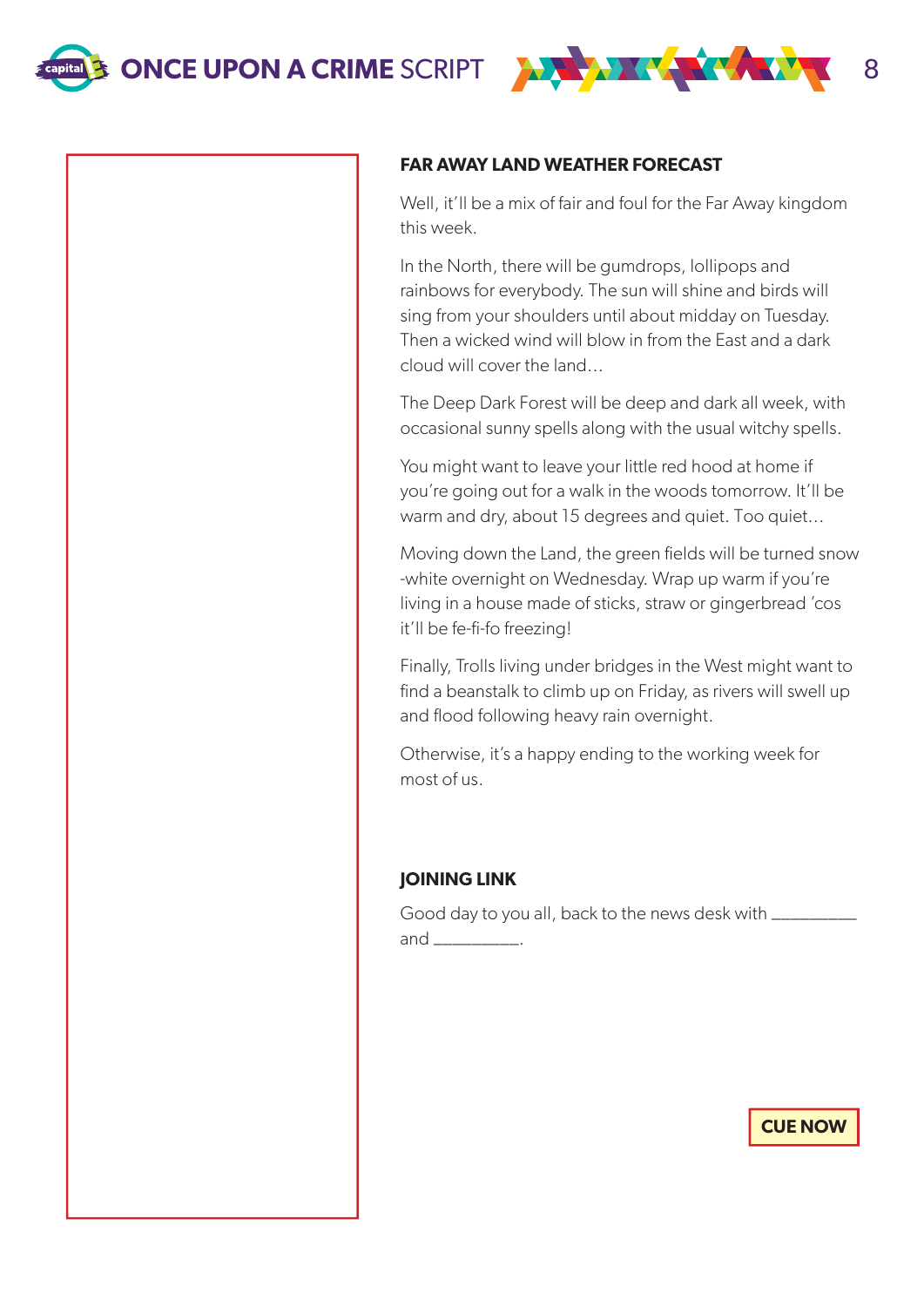### FAR AWAY LAND WEATHER FORECAST

Well, it'll be a mix of fair and foul for the Far Away kingdom this week.

In the North, there will be gumdrops, lollipops and rainbows for everybody. The sun will shine and birds will sing from your shoulders until about midday on Tuesday. Then a wicked wind will blow in from the East and a dark cloud will cover the land…

The Deep Dark Forest will be deep and dark all week, with occasional sunny spells along with the usual witchy spells.

You might want to leave your little red hood at home if you're going out for a walk in the woods tomorrow. It'll be warm and dry, about 15 degrees and quiet. Too quiet…

Moving down the Land, the green fields will be turned snow -white overnight on Wednesday. Wrap up warm if you're living in a house made of sticks, straw or gingerbread 'cos it'll be fe-fi-fo freezing!

Finally, Trolls living under bridges in the West might want to find a beanstalk to climb up on Friday, as rivers will swell up and flood following heavy rain overnight.

Otherwise, it's a happy ending to the working week for most of us.

### JOINING LINK

Good day to you all, back to the news desk with __________ and __________.

**CUE NOW**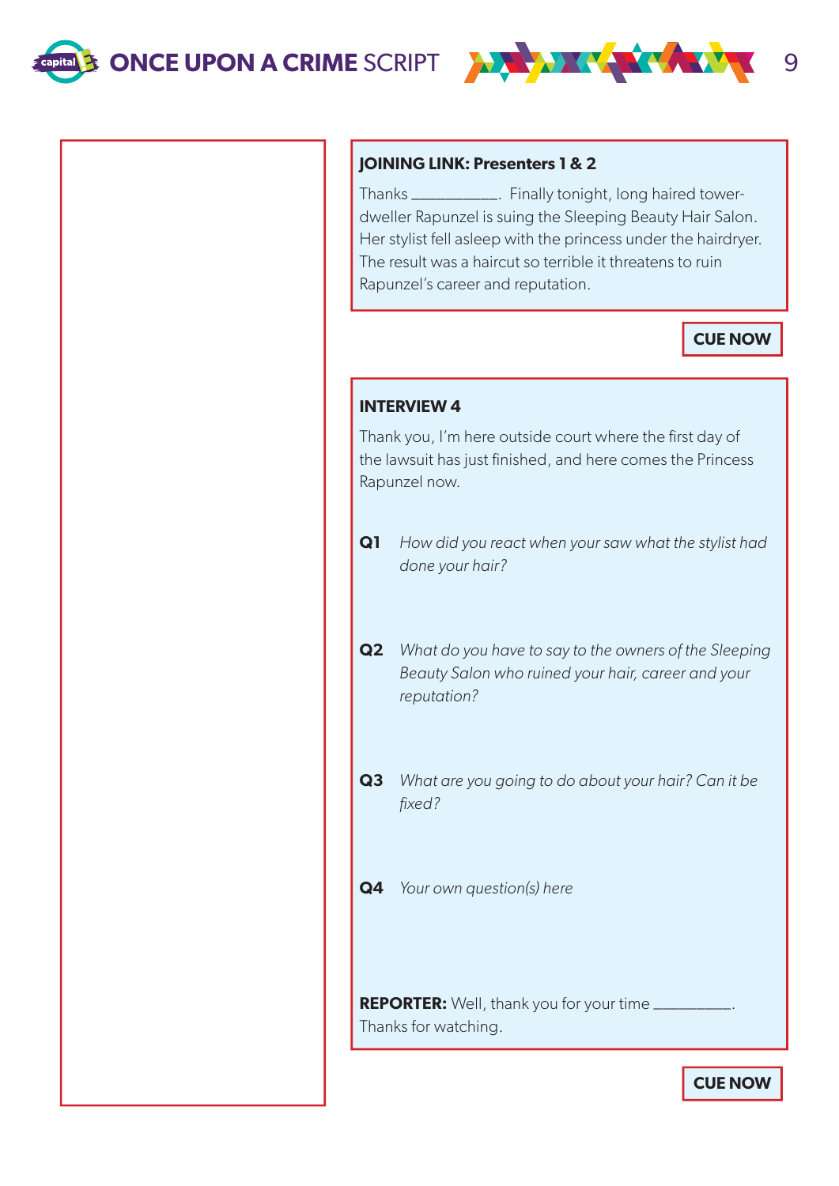**JOINING LINK: Presenters 1 & 2**

Thanks __________. Finally tonight, long haired tower-dweller Rapunzel is suing the Sleeping Beauty Hair Salon. Her stylist fell asleep with the princess under the hairdryer. The result was a haircut so terrible it threatens to ruin Rapunzel's career and reputation.

**CUE NOW**

**INTERVIEW 4**

Thank you, I'm here outside court where the first day of the lawsuit has just finished, and here comes the Princess Rapunzel now.

**Q1** *How did you react when your saw what the stylist had done your hair?*

**Q2** *What do you have to say to the owners of the Sleeping Beauty Salon who ruined your hair, career and your reputation?*

**Q3** *What are you going to do about your hair? Can it be fixed?*

**Q4** *Your own question(s) here*

**REPORTER:** Well, thank you for your time _________. Thanks for watching.

**CUE NOW**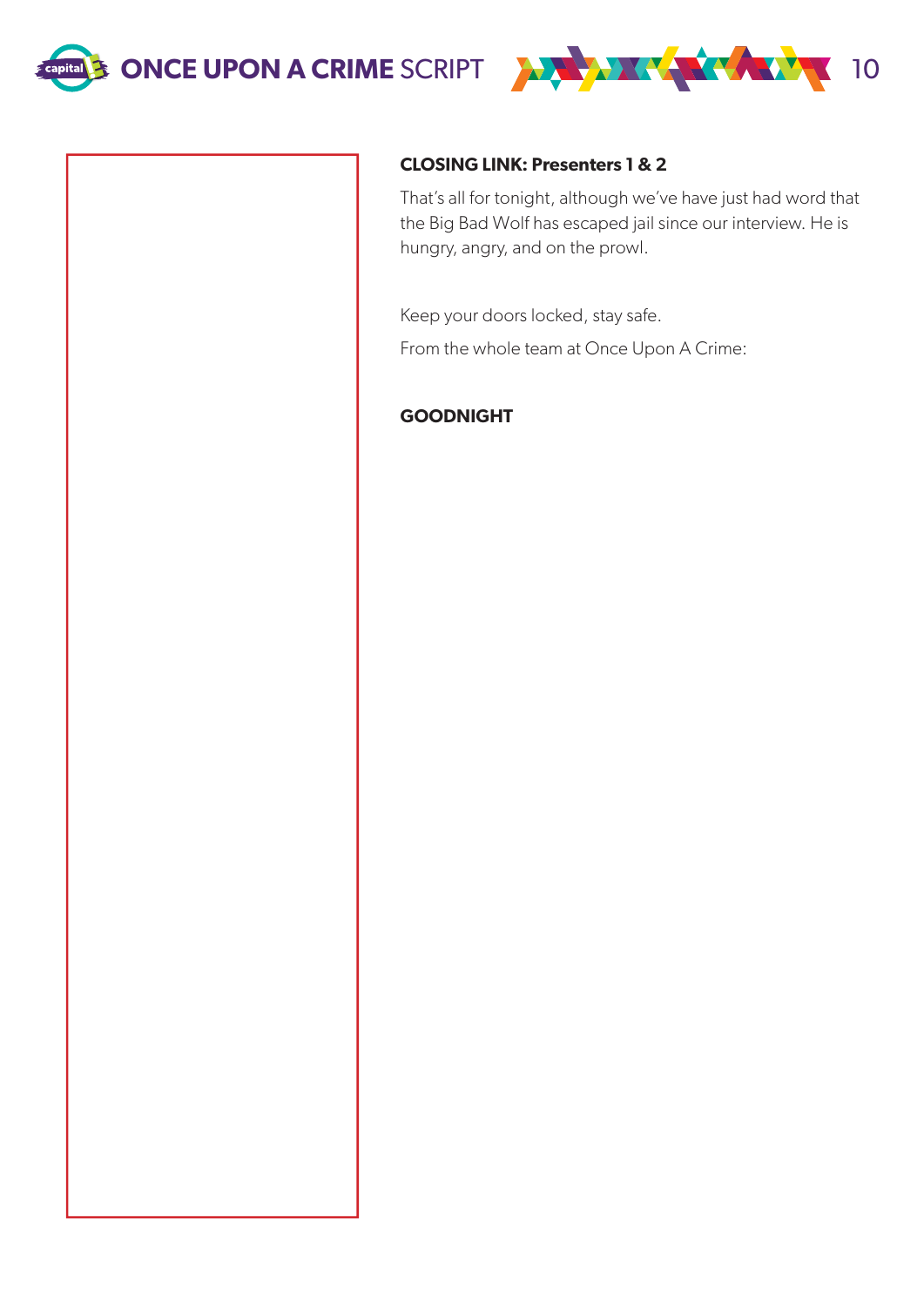**CLOSING LINK: Presenters 1 & 2**

That's all for tonight, although we've have just had word that the Big Bad Wolf has escaped jail since our interview. He is hungry, angry, and on the prowl.

Keep your doors locked, stay safe.

From the whole team at Once Upon A Crime:

**GOODNIGHT**